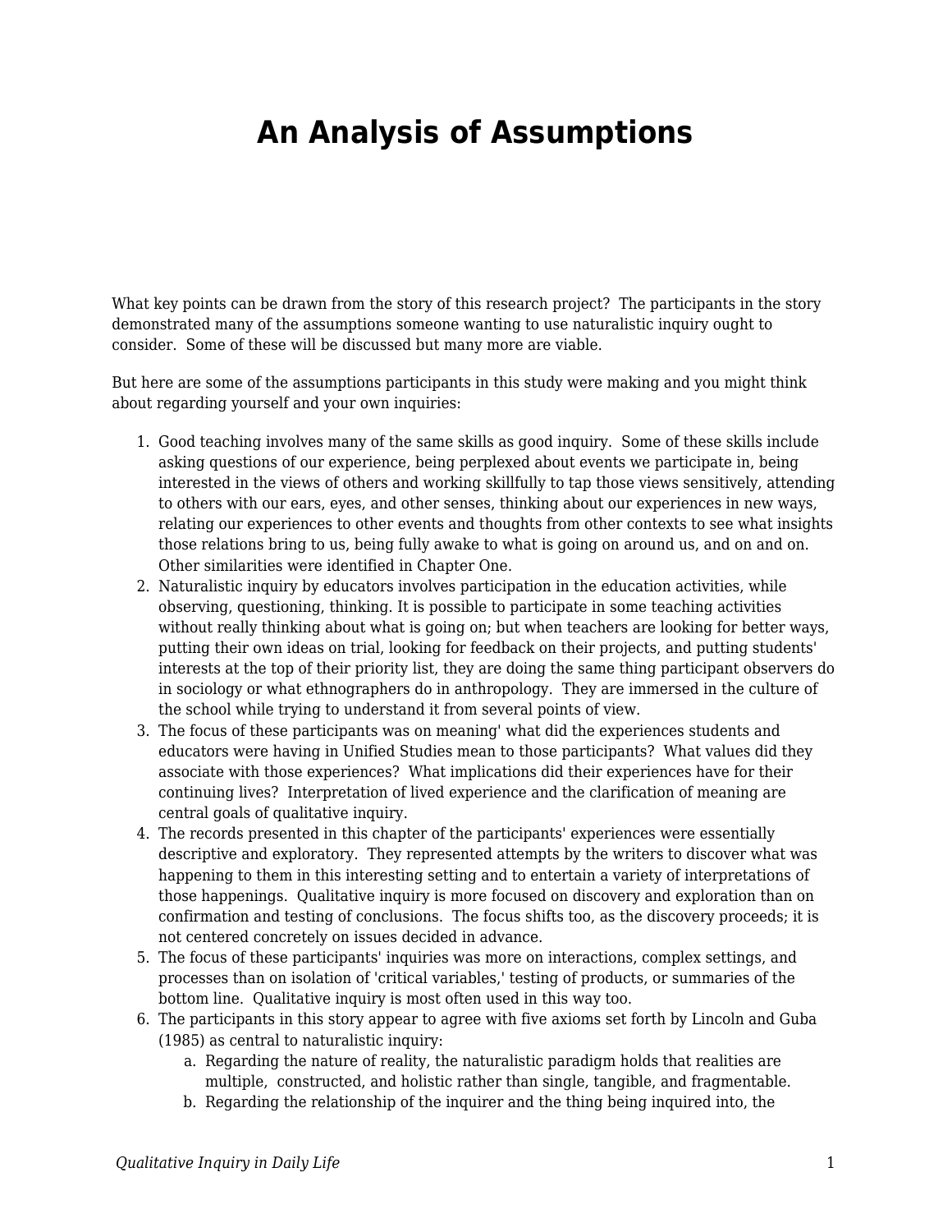# An Analysis of Assumptions

What key points can be drawn from the story of this research project? The participants in the story demonstrated many of the assumptions someone wanting to use naturalistic inquiry ought to consider. Some of these will be discussed but many more are viable.

But here are some of the assumptions participants in this study were making and you might think about regarding yourself and your own inquiries:

1. Good teaching involves many of the same skills as good inquiry. Some of these skills include asking questions of our experience, being perplexed about events we participate in, being interested in the views of others and working skillfully to tap those views sensitively, attending to others with our ears, eyes, and other senses, thinking about our experiences in new ways, relating our experiences to other events and thoughts from other contexts to see what insights those relations bring to us, being fully awake to what is going on around us, and on and on. Other similarities were identified in Chapter One.
2. Naturalistic inquiry by educators involves participation in the education activities, while observing, questioning, thinking. It is possible to participate in some teaching activities without really thinking about what is going on; but when teachers are looking for better ways, putting their own ideas on trial, looking for feedback on their projects, and putting students' interests at the top of their priority list, they are doing the same thing participant observers do in sociology or what ethnographers do in anthropology. They are immersed in the culture of the school while trying to understand it from several points of view.
3. The focus of these participants was on meaning' what did the experiences students and educators were having in Unified Studies mean to those participants? What values did they associate with those experiences? What implications did their experiences have for their continuing lives? Interpretation of lived experience and the clarification of meaning are central goals of qualitative inquiry.
4. The records presented in this chapter of the participants' experiences were essentially descriptive and exploratory. They represented attempts by the writers to discover what was happening to them in this interesting setting and to entertain a variety of interpretations of those happenings. Qualitative inquiry is more focused on discovery and exploration than on confirmation and testing of conclusions. The focus shifts too, as the discovery proceeds; it is not centered concretely on issues decided in advance.
5. The focus of these participants' inquiries was more on interactions, complex settings, and processes than on isolation of 'critical variables,' testing of products, or summaries of the bottom line. Qualitative inquiry is most often used in this way too.
6. The participants in this story appear to agree with five axioms set forth by Lincoln and Guba (1985) as central to naturalistic inquiry:
    a. Regarding the nature of reality, the naturalistic paradigm holds that realities are multiple, constructed, and holistic rather than single, tangible, and fragmentable.
    b. Regarding the relationship of the inquirer and the thing being inquired into, the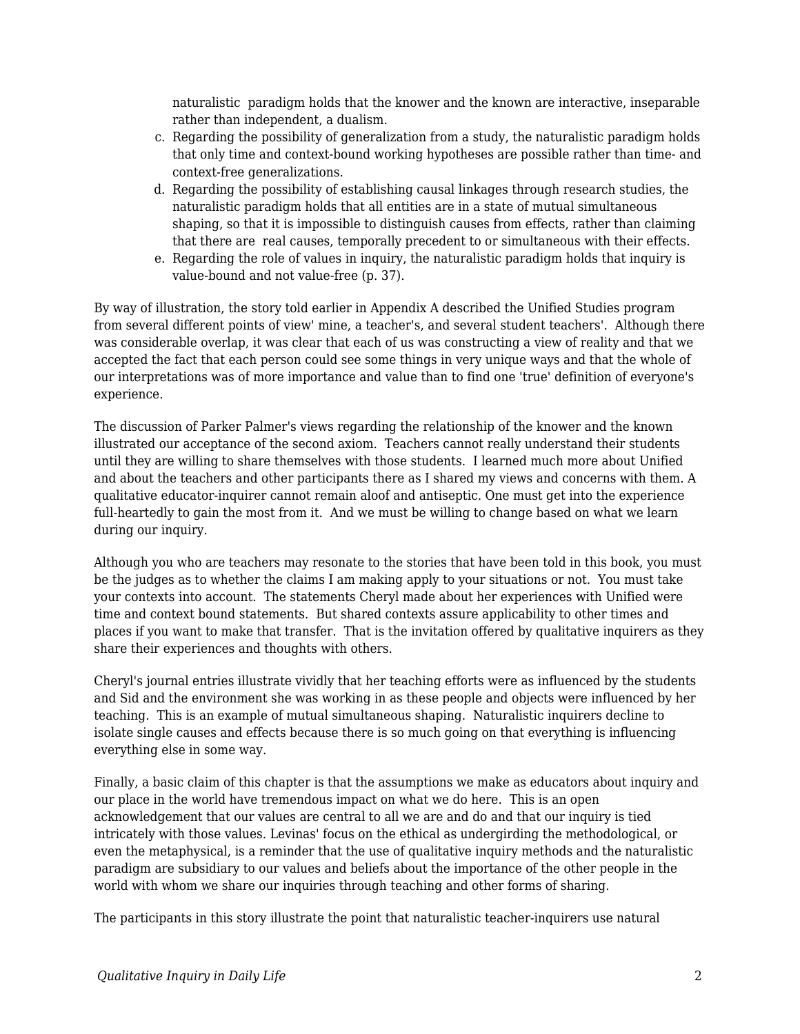naturalistic paradigm holds that the knower and the known are interactive, inseparable rather than independent, a dualism.

c. Regarding the possibility of generalization from a study, the naturalistic paradigm holds that only time and context-bound working hypotheses are possible rather than time- and context-free generalizations.
d. Regarding the possibility of establishing causal linkages through research studies, the naturalistic paradigm holds that all entities are in a state of mutual simultaneous shaping, so that it is impossible to distinguish causes from effects, rather than claiming that there are real causes, temporally precedent to or simultaneous with their effects.
e. Regarding the role of values in inquiry, the naturalistic paradigm holds that inquiry is value-bound and not value-free (p. 37).

By way of illustration, the story told earlier in Appendix A described the Unified Studies program from several different points of view' mine, a teacher's, and several student teachers'. Although there was considerable overlap, it was clear that each of us was constructing a view of reality and that we accepted the fact that each person could see some things in very unique ways and that the whole of our interpretations was of more importance and value than to find one 'true' definition of everyone's experience.

The discussion of Parker Palmer's views regarding the relationship of the knower and the known illustrated our acceptance of the second axiom. Teachers cannot really understand their students until they are willing to share themselves with those students. I learned much more about Unified and about the teachers and other participants there as I shared my views and concerns with them. A qualitative educator-inquirer cannot remain aloof and antiseptic. One must get into the experience full-heartedly to gain the most from it. And we must be willing to change based on what we learn during our inquiry.

Although you who are teachers may resonate to the stories that have been told in this book, you must be the judges as to whether the claims I am making apply to your situations or not. You must take your contexts into account. The statements Cheryl made about her experiences with Unified were time and context bound statements. But shared contexts assure applicability to other times and places if you want to make that transfer. That is the invitation offered by qualitative inquirers as they share their experiences and thoughts with others.

Cheryl's journal entries illustrate vividly that her teaching efforts were as influenced by the students and Sid and the environment she was working in as these people and objects were influenced by her teaching. This is an example of mutual simultaneous shaping. Naturalistic inquirers decline to isolate single causes and effects because there is so much going on that everything is influencing everything else in some way.

Finally, a basic claim of this chapter is that the assumptions we make as educators about inquiry and our place in the world have tremendous impact on what we do here. This is an open acknowledgement that our values are central to all we are and do and that our inquiry is tied intricately with those values. Levinas' focus on the ethical as undergirding the methodological, or even the metaphysical, is a reminder that the use of qualitative inquiry methods and the naturalistic paradigm are subsidiary to our values and beliefs about the importance of the other people in the world with whom we share our inquiries through teaching and other forms of sharing.

The participants in this story illustrate the point that naturalistic teacher-inquirers use natural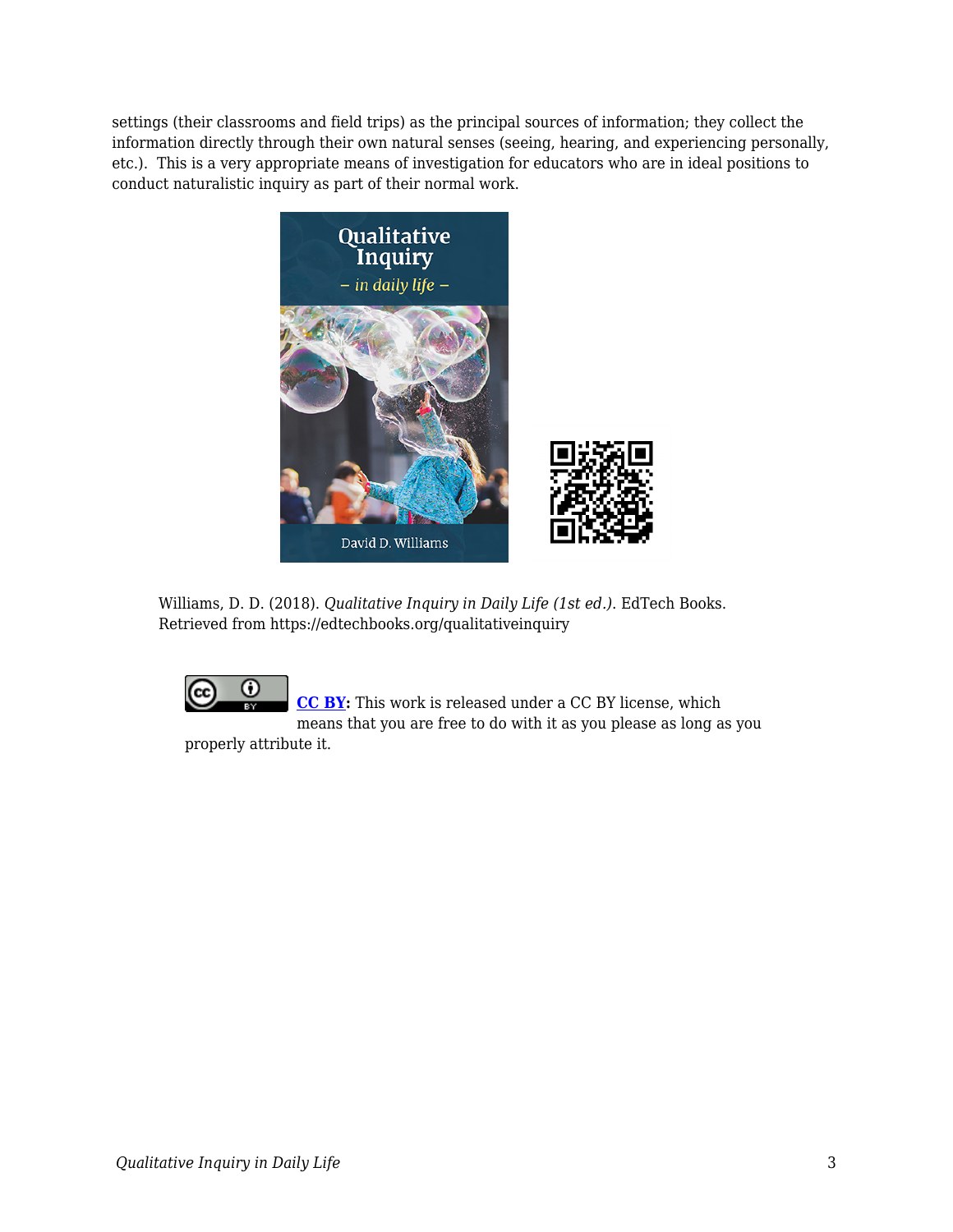settings (their classrooms and field trips) as the principal sources of information; they collect the information directly through their own natural senses (seeing, hearing, and experiencing personally, etc.). This is a very appropriate means of investigation for educators who are in ideal positions to conduct naturalistic inquiry as part of their normal work.

Williams, D. D. (2018). *Qualitative Inquiry in Daily Life (1st ed.)*. EdTech Books. Retrieved from https://edtechbooks.org/qualitativeinquiry

**CC BY:** This work is released under a CC BY license, which means that you are free to do with it as you please as long as you properly attribute it.